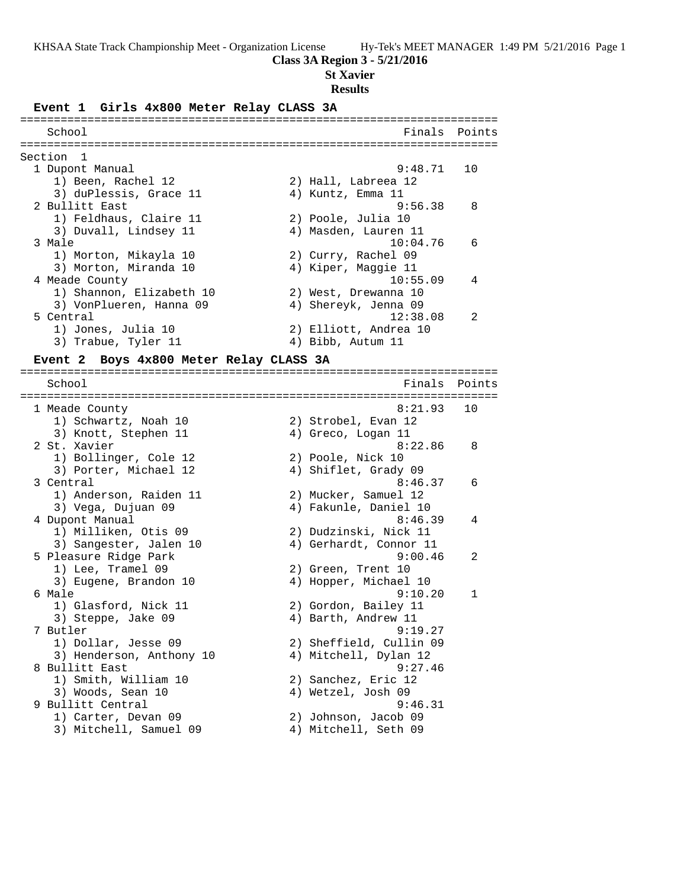**Class 3A Region 3 - 5/21/2016**

**St Xavier**

**Results**

### Event 1 Girls 4x800 Meter Relay CLASS 3A

Section 1

| Place | School | Finals | Points |
|---|---|---|---|
| 1 | Dupont Manual | 9:48.71 | 10 |
| | 1) Been, Rachel 12; 2) Hall, Labreea 12; 3) duPlessis, Grace 11; 4) Kuntz, Emma 11 | | |
| 2 | Bullitt East | 9:56.38 | 8 |
| | 1) Feldhaus, Claire 11; 2) Poole, Julia 10; 3) Duvall, Lindsey 11; 4) Masden, Lauren 11 | | |
| 3 | Male | 10:04.76 | 6 |
| | 1) Morton, Mikayla 10; 2) Curry, Rachel 09; 3) Morton, Miranda 10; 4) Kiper, Maggie 11 | | |
| 4 | Meade County | 10:55.09 | 4 |
| | 1) Shannon, Elizabeth 10; 2) West, Drewanna 10; 3) VonPlueren, Hanna 09; 4) Shereyk, Jenna 09 | | |
| 5 | Central | 12:38.08 | 2 |
| | 1) Jones, Julia 10; 2) Elliott, Andrea 10; 3) Trabue, Tyler 11; 4) Bibb, Autum 11 | | |

### Event 2 Boys 4x800 Meter Relay CLASS 3A

| Place | School | Finals | Points |
|---|---|---|---|
| 1 | Meade County | 8:21.93 | 10 |
| | 1) Schwartz, Noah 10; 2) Strobel, Evan 12; 3) Knott, Stephen 11; 4) Greco, Logan 11 | | |
| 2 | St. Xavier | 8:22.86 | 8 |
| | 1) Bollinger, Cole 12; 2) Poole, Nick 10; 3) Porter, Michael 12; 4) Shiflet, Grady 09 | | |
| 3 | Central | 8:46.37 | 6 |
| | 1) Anderson, Raiden 11; 2) Mucker, Samuel 12; 3) Vega, Dujuan 09; 4) Fakunle, Daniel 10 | | |
| 4 | Dupont Manual | 8:46.39 | 4 |
| | 1) Milliken, Otis 09; 2) Dudzinski, Nick 11; 3) Sangester, Jalen 10; 4) Gerhardt, Connor 11 | | |
| 5 | Pleasure Ridge Park | 9:00.46 | 2 |
| | 1) Lee, Tramel 09; 2) Green, Trent 10; 3) Eugene, Brandon 10; 4) Hopper, Michael 10 | | |
| 6 | Male | 9:10.20 | 1 |
| | 1) Glasford, Nick 11; 2) Gordon, Bailey 11; 3) Steppe, Jake 09; 4) Barth, Andrew 11 | | |
| 7 | Butler | 9:19.27 | |
| | 1) Dollar, Jesse 09; 2) Sheffield, Cullin 09; 3) Henderson, Anthony 10; 4) Mitchell, Dylan 12 | | |
| 8 | Bullitt East | 9:27.46 | |
| | 1) Smith, William 10; 2) Sanchez, Eric 12; 3) Woods, Sean 10; 4) Wetzel, Josh 09 | | |
| 9 | Bullitt Central | 9:46.31 | |
| | 1) Carter, Devan 09; 2) Johnson, Jacob 09; 3) Mitchell, Samuel 09; 4) Mitchell, Seth 09 | | |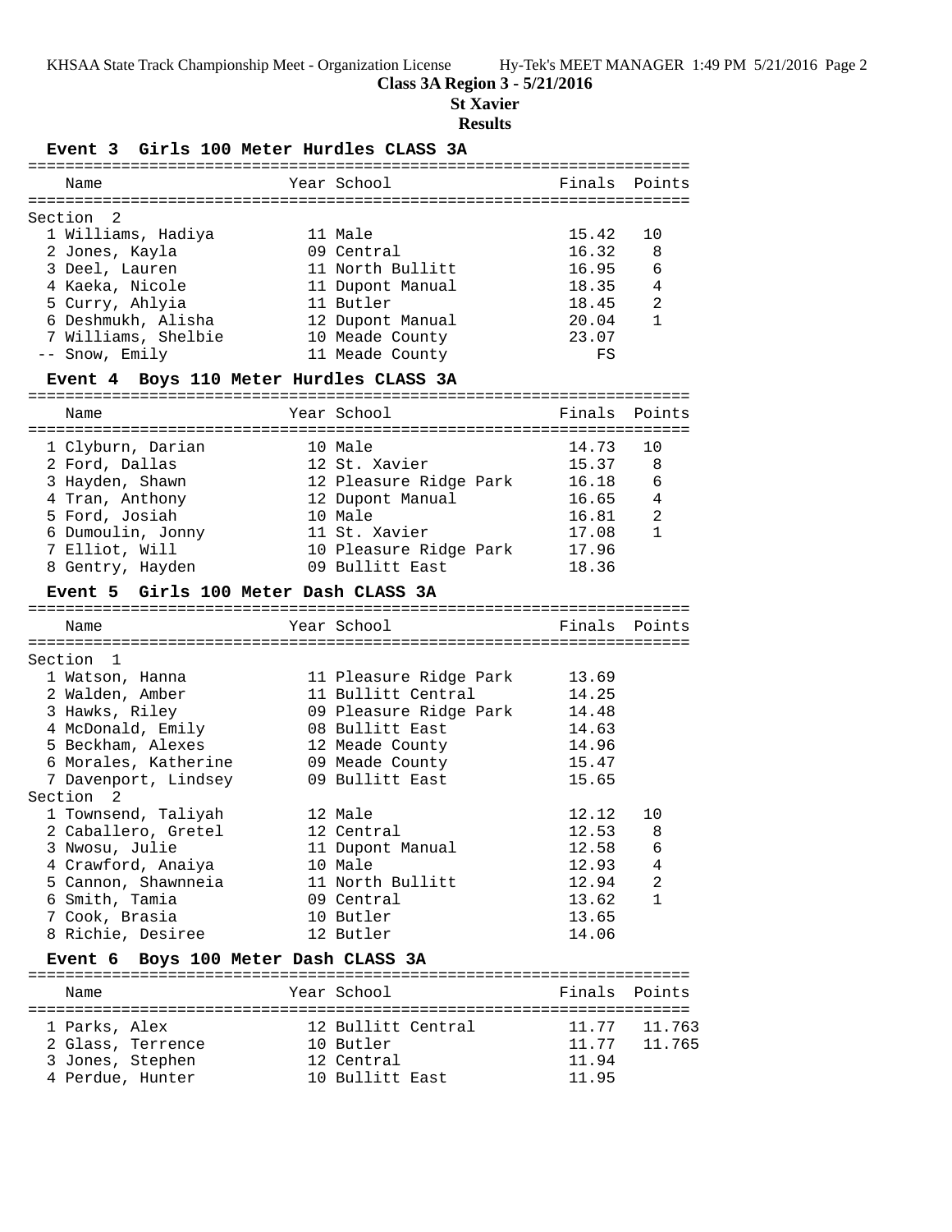**Class 3A Region 3 - 5/21/2016**

**St Xavier**

**Results**

### Event 3 Girls 100 Meter Hurdles CLASS 3A

| Name | Year | School | Finals | Points |
|---|---|---|---|---|
| **Section 2** | | | | |
| 1 Williams, Hadiya | 11 | Male | 15.42 | 10 |
| 2 Jones, Kayla | 09 | Central | 16.32 | 8 |
| 3 Deel, Lauren | 11 | North Bullitt | 16.95 | 6 |
| 4 Kaeka, Nicole | 11 | Dupont Manual | 18.35 | 4 |
| 5 Curry, Ahlyia | 11 | Butler | 18.45 | 2 |
| 6 Deshmukh, Alisha | 12 | Dupont Manual | 20.04 | 1 |
| 7 Williams, Shelbie | 10 | Meade County | 23.07 | |
| -- Snow, Emily | 11 | Meade County | FS | |

### Event 4 Boys 110 Meter Hurdles CLASS 3A

| Name | Year | School | Finals | Points |
|---|---|---|---|---|
| 1 Clyburn, Darian | 10 | Male | 14.73 | 10 |
| 2 Ford, Dallas | 12 | St. Xavier | 15.37 | 8 |
| 3 Hayden, Shawn | 12 | Pleasure Ridge Park | 16.18 | 6 |
| 4 Tran, Anthony | 12 | Dupont Manual | 16.65 | 4 |
| 5 Ford, Josiah | 10 | Male | 16.81 | 2 |
| 6 Dumoulin, Jonny | 11 | St. Xavier | 17.08 | 1 |
| 7 Elliot, Will | 10 | Pleasure Ridge Park | 17.96 | |
| 8 Gentry, Hayden | 09 | Bullitt East | 18.36 | |

### Event 5 Girls 100 Meter Dash CLASS 3A

| Name | Year | School | Finals | Points |
|---|---|---|---|---|
| **Section 1** | | | | |
| 1 Watson, Hanna | 11 | Pleasure Ridge Park | 13.69 | |
| 2 Walden, Amber | 11 | Bullitt Central | 14.25 | |
| 3 Hawks, Riley | 09 | Pleasure Ridge Park | 14.48 | |
| 4 McDonald, Emily | 08 | Bullitt East | 14.63 | |
| 5 Beckham, Alexes | 12 | Meade County | 14.96 | |
| 6 Morales, Katherine | 09 | Meade County | 15.47 | |
| 7 Davenport, Lindsey | 09 | Bullitt East | 15.65 | |
| **Section 2** | | | | |
| 1 Townsend, Taliyah | 12 | Male | 12.12 | 10 |
| 2 Caballero, Gretel | 12 | Central | 12.53 | 8 |
| 3 Nwosu, Julie | 11 | Dupont Manual | 12.58 | 6 |
| 4 Crawford, Anaiya | 10 | Male | 12.93 | 4 |
| 5 Cannon, Shawnneia | 11 | North Bullitt | 12.94 | 2 |
| 6 Smith, Tamia | 09 | Central | 13.62 | 1 |
| 7 Cook, Brasia | 10 | Butler | 13.65 | |
| 8 Richie, Desiree | 12 | Butler | 14.06 | |

### Event 6 Boys 100 Meter Dash CLASS 3A

| Name | Year | School | Finals | Points |
|---|---|---|---|---|
| 1 Parks, Alex | 12 | Bullitt Central | 11.77 | 11.763 |
| 2 Glass, Terrence | 10 | Butler | 11.77 | 11.765 |
| 3 Jones, Stephen | 12 | Central | 11.94 | |
| 4 Perdue, Hunter | 10 | Bullitt East | 11.95 | |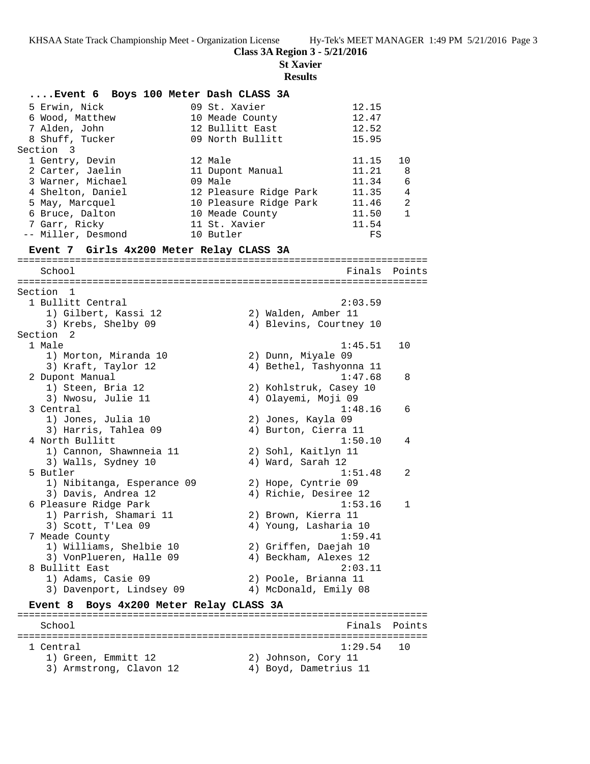**Class 3A Region 3 - 5/21/2016**

**St Xavier**

**Results**

### ....Event 6 Boys 100 Meter Dash CLASS 3A

| Place | Name | Year | School | Finals | Points |
|---|---|---|---|---|---|
| 5 | Erwin, Nick | 09 | St. Xavier | 12.15 | |
| 6 | Wood, Matthew | 10 | Meade County | 12.47 | |
| 7 | Alden, John | 12 | Bullitt East | 12.52 | |
| 8 | Shuff, Tucker | 09 | North Bullitt | 15.95 | |

Section 3

| Place | Name | Year | School | Finals | Points |
|---|---|---|---|---|---|
| 1 | Gentry, Devin | 12 | Male | 11.15 | 10 |
| 2 | Carter, Jaelin | 11 | Dupont Manual | 11.21 | 8 |
| 3 | Warner, Michael | 09 | Male | 11.34 | 6 |
| 4 | Shelton, Daniel | 12 | Pleasure Ridge Park | 11.35 | 4 |
| 5 | May, Marcquel | 10 | Pleasure Ridge Park | 11.46 | 2 |
| 6 | Bruce, Dalton | 10 | Meade County | 11.50 | 1 |
| 7 | Garr, Ricky | 11 | St. Xavier | 11.54 | |
| -- | Miller, Desmond | 10 | Butler | FS | |

### Event 7 Girls 4x200 Meter Relay CLASS 3A

Section 1

| Place | School | Finals | Points |
|---|---|---|---|
| 1 | Bullitt Central | 2:03.59 | |
| | 1) Gilbert, Kassi 12; 2) Walden, Amber 11; 3) Krebs, Shelby 09; 4) Blevins, Courtney 10 | | |

Section 2

| Place | School | Finals | Points |
|---|---|---|---|
| 1 | Male | 1:45.51 | 10 |
| | 1) Morton, Miranda 10; 2) Dunn, Miyale 09; 3) Kraft, Taylor 12; 4) Bethel, Tashyonna 11 | | |
| 2 | Dupont Manual | 1:47.68 | 8 |
| | 1) Steen, Bria 12; 2) Kohlstruk, Casey 10; 3) Nwosu, Julie 11; 4) Olayemi, Moji 09 | | |
| 3 | Central | 1:48.16 | 6 |
| | 1) Jones, Julia 10; 2) Jones, Kayla 09; 3) Harris, Tahlea 09; 4) Burton, Cierra 11 | | |
| 4 | North Bullitt | 1:50.10 | 4 |
| | 1) Cannon, Shawnneia 11; 2) Sohl, Kaitlyn 11; 3) Walls, Sydney 10; 4) Ward, Sarah 12 | | |
| 5 | Butler | 1:51.48 | 2 |
| | 1) Nibitanga, Esperance 09; 2) Hope, Cyntrie 09; 3) Davis, Andrea 12; 4) Richie, Desiree 12 | | |
| 6 | Pleasure Ridge Park | 1:53.16 | 1 |
| | 1) Parrish, Shamari 11; 2) Brown, Kierra 11; 3) Scott, T'Lea 09; 4) Young, Lasharia 10 | | |
| 7 | Meade County | 1:59.41 | |
| | 1) Williams, Shelbie 10; 2) Griffen, Daejah 10; 3) VonPlueren, Halle 09; 4) Beckham, Alexes 12 | | |
| 8 | Bullitt East | 2:03.11 | |
| | 1) Adams, Casie 09; 2) Poole, Brianna 11; 3) Davenport, Lindsey 09; 4) McDonald, Emily 08 | | |

### Event 8 Boys 4x200 Meter Relay CLASS 3A

| Place | School | Finals | Points |
|---|---|---|---|
| 1 | Central | 1:29.54 | 10 |
| | 1) Green, Emmitt 12; 2) Johnson, Cory 11; 3) Armstrong, Clavon 12; 4) Boyd, Dametrius 11 | | |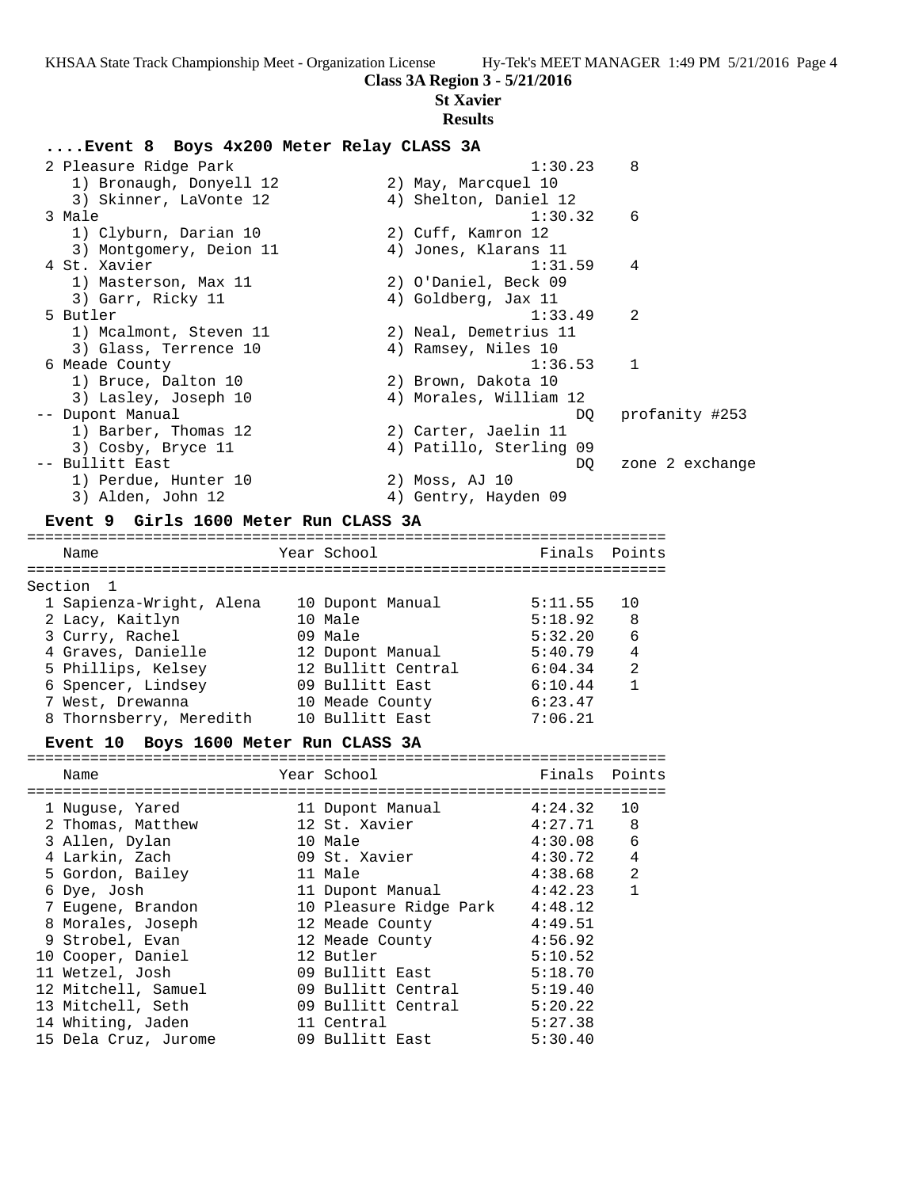**Class 3A Region 3 - 5/21/2016**

**St Xavier**

**Results**

### ....Event 8 Boys 4x200 Meter Relay CLASS 3A

| Place | School | Finals | Points |
|---|---|---|---|
| 2 | Pleasure Ridge Park | 1:30.23 | 8 |
| | 1) Bronaugh, Donyell 12; 2) May, Marcquel 10; 3) Skinner, LaVonte 12; 4) Shelton, Daniel 12 | | |
| 3 | Male | 1:30.32 | 6 |
| | 1) Clyburn, Darian 10; 2) Cuff, Kamron 12; 3) Montgomery, Deion 11; 4) Jones, Klarans 11 | | |
| 4 | St. Xavier | 1:31.59 | 4 |
| | 1) Masterson, Max 11; 2) O'Daniel, Beck 09; 3) Garr, Ricky 11; 4) Goldberg, Jax 11 | | |
| 5 | Butler | 1:33.49 | 2 |
| | 1) Mcalmont, Steven 11; 2) Neal, Demetrius 11; 3) Glass, Terrence 10; 4) Ramsey, Niles 10 | | |
| 6 | Meade County | 1:36.53 | 1 |
| | 1) Bruce, Dalton 10; 2) Brown, Dakota 10; 3) Lasley, Joseph 10; 4) Morales, William 12 | | |
| -- | Dupont Manual | DQ | profanity #253 |
| | 1) Barber, Thomas 12; 2) Carter, Jaelin 11; 3) Cosby, Bryce 11; 4) Patillo, Sterling 09 | | |
| -- | Bullitt East | DQ | zone 2 exchange |
| | 1) Perdue, Hunter 10; 2) Moss, AJ 10; 3) Alden, John 12; 4) Gentry, Hayden 09 | | |

### Event 9 Girls 1600 Meter Run CLASS 3A

Section 1

| Place | Name | Year | School | Finals | Points |
|---|---|---|---|---|---|
| 1 | Sapienza-Wright, Alena | 10 | Dupont Manual | 5:11.55 | 10 |
| 2 | Lacy, Kaitlyn | 10 | Male | 5:18.92 | 8 |
| 3 | Curry, Rachel | 09 | Male | 5:32.20 | 6 |
| 4 | Graves, Danielle | 12 | Dupont Manual | 5:40.79 | 4 |
| 5 | Phillips, Kelsey | 12 | Bullitt Central | 6:04.34 | 2 |
| 6 | Spencer, Lindsey | 09 | Bullitt East | 6:10.44 | 1 |
| 7 | West, Drewanna | 10 | Meade County | 6:23.47 | |
| 8 | Thornsberry, Meredith | 10 | Bullitt East | 7:06.21 | |

### Event 10 Boys 1600 Meter Run CLASS 3A

| Place | Name | Year | School | Finals | Points |
|---|---|---|---|---|---|
| 1 | Nuguse, Yared | 11 | Dupont Manual | 4:24.32 | 10 |
| 2 | Thomas, Matthew | 12 | St. Xavier | 4:27.71 | 8 |
| 3 | Allen, Dylan | 10 | Male | 4:30.08 | 6 |
| 4 | Larkin, Zach | 09 | St. Xavier | 4:30.72 | 4 |
| 5 | Gordon, Bailey | 11 | Male | 4:38.68 | 2 |
| 6 | Dye, Josh | 11 | Dupont Manual | 4:42.23 | 1 |
| 7 | Eugene, Brandon | 10 | Pleasure Ridge Park | 4:48.12 | |
| 8 | Morales, Joseph | 12 | Meade County | 4:49.51 | |
| 9 | Strobel, Evan | 12 | Meade County | 4:56.92 | |
| 10 | Cooper, Daniel | 12 | Butler | 5:10.52 | |
| 11 | Wetzel, Josh | 09 | Bullitt East | 5:18.70 | |
| 12 | Mitchell, Samuel | 09 | Bullitt Central | 5:19.40 | |
| 13 | Mitchell, Seth | 09 | Bullitt Central | 5:20.22 | |
| 14 | Whiting, Jaden | 11 | Central | 5:27.38 | |
| 15 | Dela Cruz, Jurome | 09 | Bullitt East | 5:30.40 | |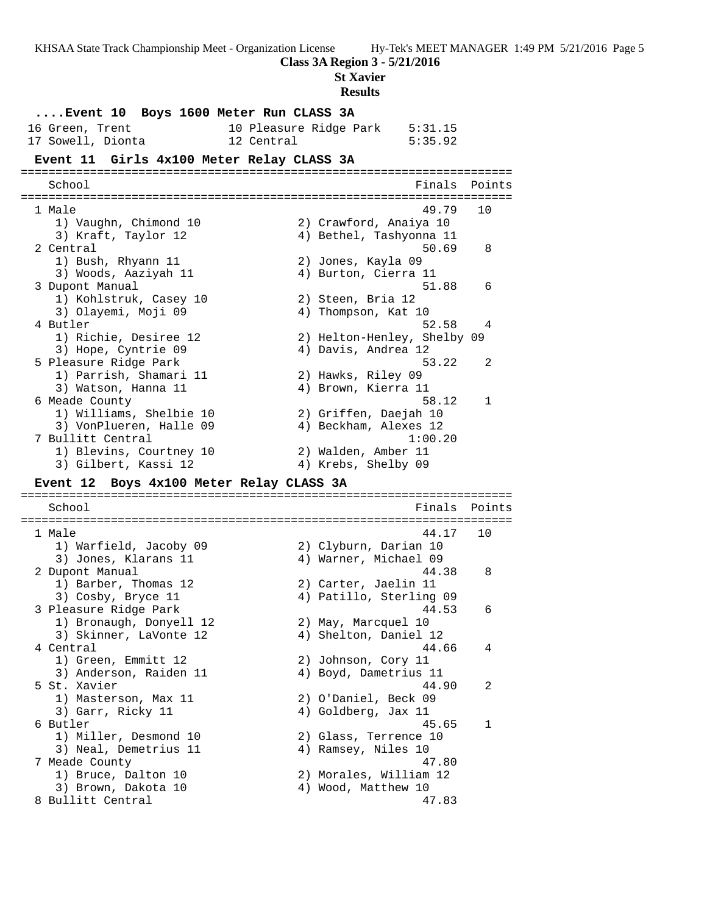**Class 3A Region 3 - 5/21/2016**

**St Xavier**

**Results**

### ....Event 10 Boys 1600 Meter Run CLASS 3A

| | Name | Yr | School | Finals |
|---|---|---|---|---|
| 16 | Green, Trent | 10 | Pleasure Ridge Park | 5:31.15 |
| 17 | Sowell, Dionta | 12 | Central | 5:35.92 |

### Event 11 Girls 4x100 Meter Relay CLASS 3A

| | School | Finals | Points |
|---|---|---|---|
| 1 | Male | 49.79 | 10 |
| | 1) Vaughn, Chimond 10; 2) Crawford, Anaiya 10; 3) Kraft, Taylor 12; 4) Bethel, Tashyonna 11 | | |
| 2 | Central | 50.69 | 8 |
| | 1) Bush, Rhyann 11; 2) Jones, Kayla 09; 3) Woods, Aaziyah 11; 4) Burton, Cierra 11 | | |
| 3 | Dupont Manual | 51.88 | 6 |
| | 1) Kohlstruk, Casey 10; 2) Steen, Bria 12; 3) Olayemi, Moji 09; 4) Thompson, Kat 10 | | |
| 4 | Butler | 52.58 | 4 |
| | 1) Richie, Desiree 12; 2) Helton-Henley, Shelby 09; 3) Hope, Cyntrie 09; 4) Davis, Andrea 12 | | |
| 5 | Pleasure Ridge Park | 53.22 | 2 |
| | 1) Parrish, Shamari 11; 2) Hawks, Riley 09; 3) Watson, Hanna 11; 4) Brown, Kierra 11 | | |
| 6 | Meade County | 58.12 | 1 |
| | 1) Williams, Shelbie 10; 2) Griffen, Daejah 10; 3) VonPlueren, Halle 09; 4) Beckham, Alexes 12 | | |
| 7 | Bullitt Central | 1:00.20 | |
| | 1) Blevins, Courtney 10; 2) Walden, Amber 11; 3) Gilbert, Kassi 12; 4) Krebs, Shelby 09 | | |

### Event 12 Boys 4x100 Meter Relay CLASS 3A

| | School | Finals | Points |
|---|---|---|---|
| 1 | Male | 44.17 | 10 |
| | 1) Warfield, Jacoby 09; 2) Clyburn, Darian 10; 3) Jones, Klarans 11; 4) Warner, Michael 09 | | |
| 2 | Dupont Manual | 44.38 | 8 |
| | 1) Barber, Thomas 12; 2) Carter, Jaelin 11; 3) Cosby, Bryce 11; 4) Patillo, Sterling 09 | | |
| 3 | Pleasure Ridge Park | 44.53 | 6 |
| | 1) Bronaugh, Donyell 12; 2) May, Marcquel 10; 3) Skinner, LaVonte 12; 4) Shelton, Daniel 12 | | |
| 4 | Central | 44.66 | 4 |
| | 1) Green, Emmitt 12; 2) Johnson, Cory 11; 3) Anderson, Raiden 11; 4) Boyd, Dametrius 11 | | |
| 5 | St. Xavier | 44.90 | 2 |
| | 1) Masterson, Max 11; 2) O'Daniel, Beck 09; 3) Garr, Ricky 11; 4) Goldberg, Jax 11 | | |
| 6 | Butler | 45.65 | 1 |
| | 1) Miller, Desmond 10; 2) Glass, Terrence 10; 3) Neal, Demetrius 11; 4) Ramsey, Niles 10 | | |
| 7 | Meade County | 47.80 | |
| | 1) Bruce, Dalton 10; 2) Morales, William 12; 3) Brown, Dakota 10; 4) Wood, Matthew 10 | | |
| 8 | Bullitt Central | 47.83 | |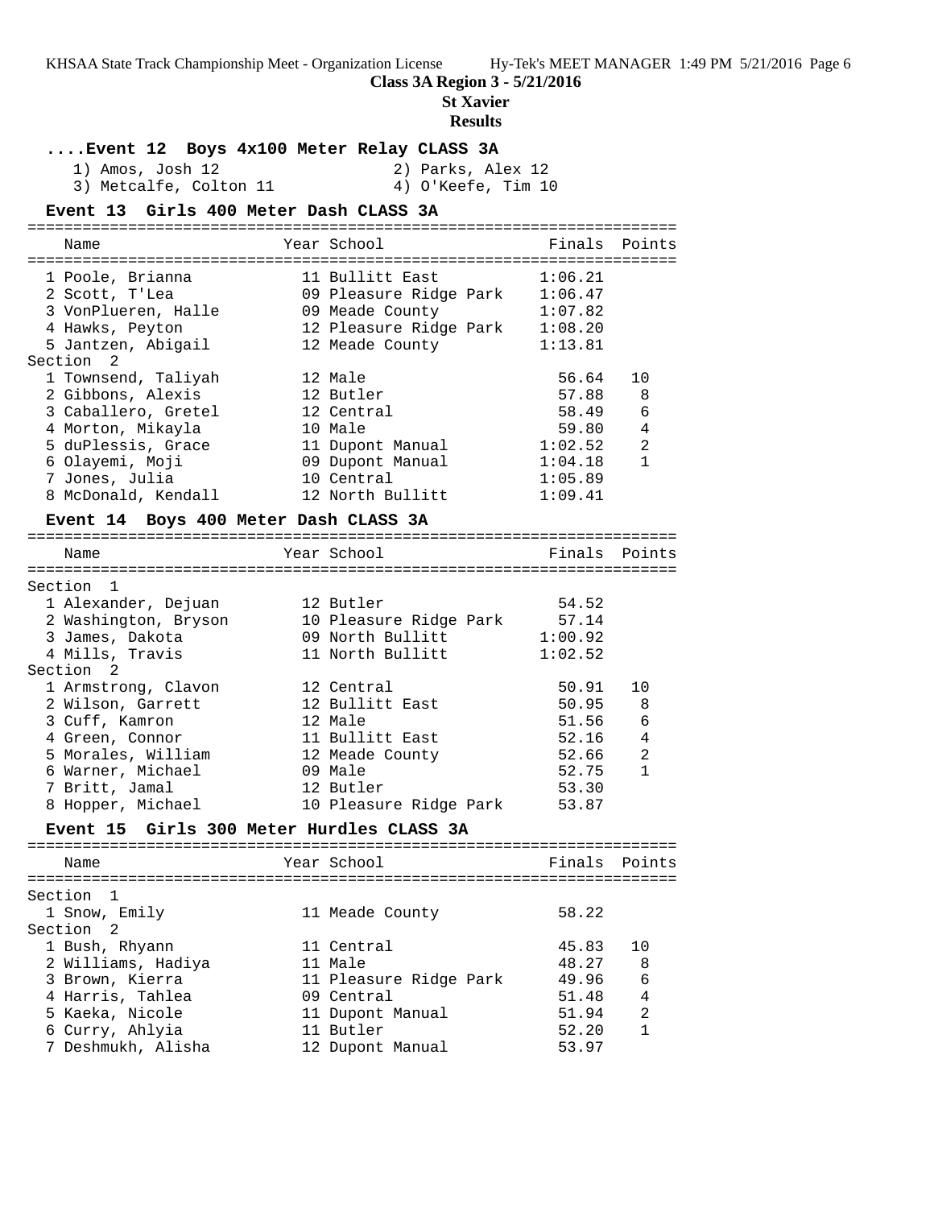**Class 3A Region 3 - 5/21/2016**

**St Xavier**

**Results**

### ....Event 12 Boys 4x100 Meter Relay CLASS 3A

1) Amos, Josh 12 2) Parks, Alex 12
3) Metcalfe, Colton 11 4) O'Keefe, Tim 10

### Event 13 Girls 400 Meter Dash CLASS 3A

| Name | Year | School | Finals | Points |
|---|---|---|---|---|
| 1 Poole, Brianna | 11 | Bullitt East | 1:06.21 | |
| 2 Scott, T'Lea | 09 | Pleasure Ridge Park | 1:06.47 | |
| 3 VonPlueren, Halle | 09 | Meade County | 1:07.82 | |
| 4 Hawks, Peyton | 12 | Pleasure Ridge Park | 1:08.20 | |
| 5 Jantzen, Abigail | 12 | Meade County | 1:13.81 | |
| Section 2 | | | | |
| 1 Townsend, Taliyah | 12 | Male | 56.64 | 10 |
| 2 Gibbons, Alexis | 12 | Butler | 57.88 | 8 |
| 3 Caballero, Gretel | 12 | Central | 58.49 | 6 |
| 4 Morton, Mikayla | 10 | Male | 59.80 | 4 |
| 5 duPlessis, Grace | 11 | Dupont Manual | 1:02.52 | 2 |
| 6 Olayemi, Moji | 09 | Dupont Manual | 1:04.18 | 1 |
| 7 Jones, Julia | 10 | Central | 1:05.89 | |
| 8 McDonald, Kendall | 12 | North Bullitt | 1:09.41 | |

### Event 14 Boys 400 Meter Dash CLASS 3A

| Name | Year | School | Finals | Points |
|---|---|---|---|---|
| Section 1 | | | | |
| 1 Alexander, Dejuan | 12 | Butler | 54.52 | |
| 2 Washington, Bryson | 10 | Pleasure Ridge Park | 57.14 | |
| 3 James, Dakota | 09 | North Bullitt | 1:00.92 | |
| 4 Mills, Travis | 11 | North Bullitt | 1:02.52 | |
| Section 2 | | | | |
| 1 Armstrong, Clavon | 12 | Central | 50.91 | 10 |
| 2 Wilson, Garrett | 12 | Bullitt East | 50.95 | 8 |
| 3 Cuff, Kamron | 12 | Male | 51.56 | 6 |
| 4 Green, Connor | 11 | Bullitt East | 52.16 | 4 |
| 5 Morales, William | 12 | Meade County | 52.66 | 2 |
| 6 Warner, Michael | 09 | Male | 52.75 | 1 |
| 7 Britt, Jamal | 12 | Butler | 53.30 | |
| 8 Hopper, Michael | 10 | Pleasure Ridge Park | 53.87 | |

### Event 15 Girls 300 Meter Hurdles CLASS 3A

| Name | Year | School | Finals | Points |
|---|---|---|---|---|
| Section 1 | | | | |
| 1 Snow, Emily | 11 | Meade County | 58.22 | |
| Section 2 | | | | |
| 1 Bush, Rhyann | 11 | Central | 45.83 | 10 |
| 2 Williams, Hadiya | 11 | Male | 48.27 | 8 |
| 3 Brown, Kierra | 11 | Pleasure Ridge Park | 49.96 | 6 |
| 4 Harris, Tahlea | 09 | Central | 51.48 | 4 |
| 5 Kaeka, Nicole | 11 | Dupont Manual | 51.94 | 2 |
| 6 Curry, Ahlyia | 11 | Butler | 52.20 | 1 |
| 7 Deshmukh, Alisha | 12 | Dupont Manual | 53.97 | |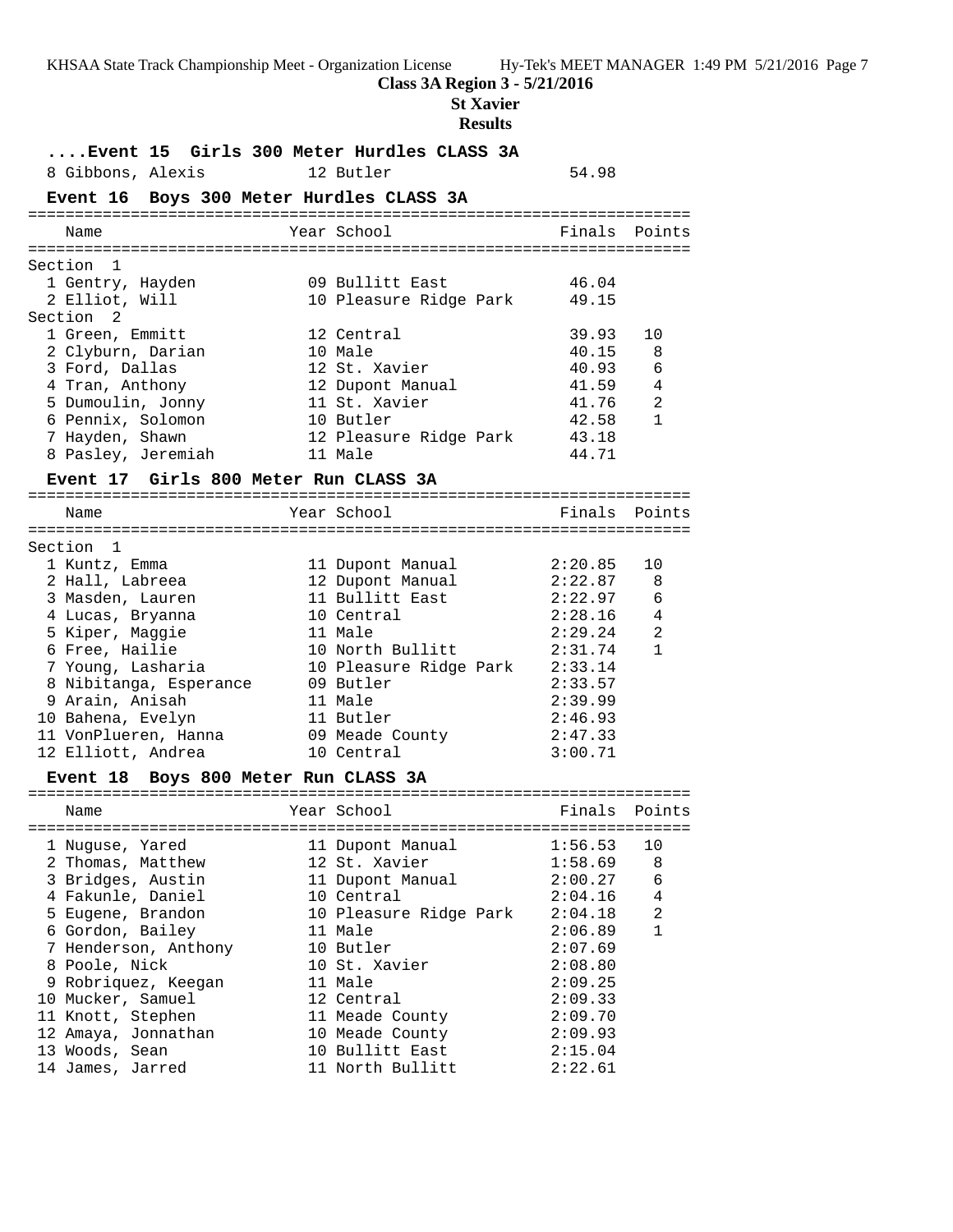**Class 3A Region 3 - 5/21/2016**
**St Xavier**
**Results**

### ....Event 15 Girls 300 Meter Hurdles CLASS 3A

| | Name | Year | School | Finals | Points |
|---|---|---|---|---|---|
| 8 | Gibbons, Alexis | 12 | Butler | 54.98 | |

### Event 16 Boys 300 Meter Hurdles CLASS 3A

| | Name | Year | School | Finals | Points |
|---|---|---|---|---|---|
| **Section 1** | | | | | |
| 1 | Gentry, Hayden | 09 | Bullitt East | 46.04 | |
| 2 | Elliot, Will | 10 | Pleasure Ridge Park | 49.15 | |
| **Section 2** | | | | | |
| 1 | Green, Emmitt | 12 | Central | 39.93 | 10 |
| 2 | Clyburn, Darian | 10 | Male | 40.15 | 8 |
| 3 | Ford, Dallas | 12 | St. Xavier | 40.93 | 6 |
| 4 | Tran, Anthony | 12 | Dupont Manual | 41.59 | 4 |
| 5 | Dumoulin, Jonny | 11 | St. Xavier | 41.76 | 2 |
| 6 | Pennix, Solomon | 10 | Butler | 42.58 | 1 |
| 7 | Hayden, Shawn | 12 | Pleasure Ridge Park | 43.18 | |
| 8 | Pasley, Jeremiah | 11 | Male | 44.71 | |

### Event 17 Girls 800 Meter Run CLASS 3A

| | Name | Year | School | Finals | Points |
|---|---|---|---|---|---|
| **Section 1** | | | | | |
| 1 | Kuntz, Emma | 11 | Dupont Manual | 2:20.85 | 10 |
| 2 | Hall, Labreea | 12 | Dupont Manual | 2:22.87 | 8 |
| 3 | Masden, Lauren | 11 | Bullitt East | 2:22.97 | 6 |
| 4 | Lucas, Bryanna | 10 | Central | 2:28.16 | 4 |
| 5 | Kiper, Maggie | 11 | Male | 2:29.24 | 2 |
| 6 | Free, Hailie | 10 | North Bullitt | 2:31.74 | 1 |
| 7 | Young, Lasharia | 10 | Pleasure Ridge Park | 2:33.14 | |
| 8 | Nibitanga, Esperance | 09 | Butler | 2:33.57 | |
| 9 | Arain, Anisah | 11 | Male | 2:39.99 | |
| 10 | Bahena, Evelyn | 11 | Butler | 2:46.93 | |
| 11 | VonPlueren, Hanna | 09 | Meade County | 2:47.33 | |
| 12 | Elliott, Andrea | 10 | Central | 3:00.71 | |

### Event 18 Boys 800 Meter Run CLASS 3A

| | Name | Year | School | Finals | Points |
|---|---|---|---|---|---|
| 1 | Nuguse, Yared | 11 | Dupont Manual | 1:56.53 | 10 |
| 2 | Thomas, Matthew | 12 | St. Xavier | 1:58.69 | 8 |
| 3 | Bridges, Austin | 11 | Dupont Manual | 2:00.27 | 6 |
| 4 | Fakunle, Daniel | 10 | Central | 2:04.16 | 4 |
| 5 | Eugene, Brandon | 10 | Pleasure Ridge Park | 2:04.18 | 2 |
| 6 | Gordon, Bailey | 11 | Male | 2:06.89 | 1 |
| 7 | Henderson, Anthony | 10 | Butler | 2:07.69 | |
| 8 | Poole, Nick | 10 | St. Xavier | 2:08.80 | |
| 9 | Robriquez, Keegan | 11 | Male | 2:09.25 | |
| 10 | Mucker, Samuel | 12 | Central | 2:09.33 | |
| 11 | Knott, Stephen | 11 | Meade County | 2:09.70 | |
| 12 | Amaya, Jonnathan | 10 | Meade County | 2:09.93 | |
| 13 | Woods, Sean | 10 | Bullitt East | 2:15.04 | |
| 14 | James, Jarred | 11 | North Bullitt | 2:22.61 | |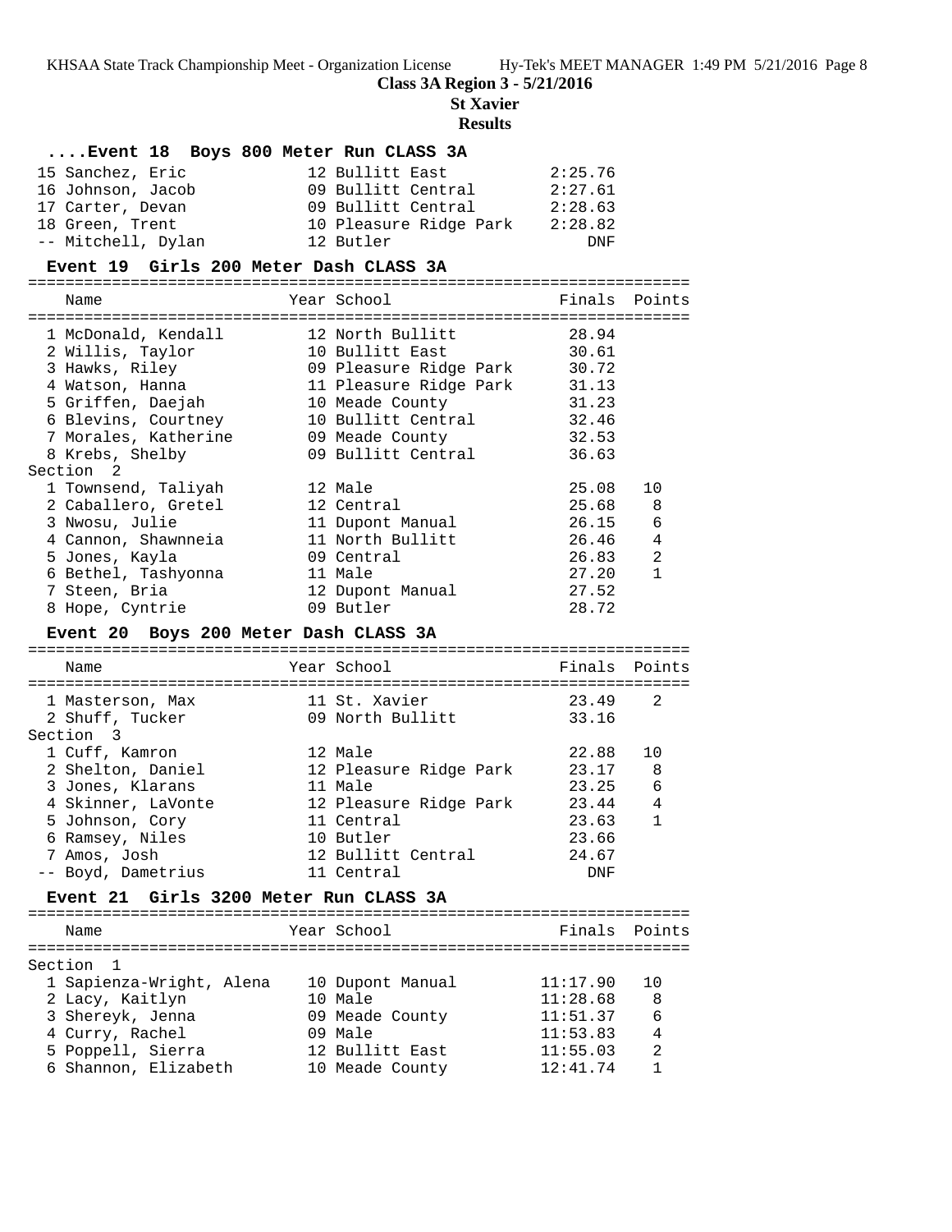**Class 3A Region 3 - 5/21/2016**

**St Xavier**

**Results**

### ....Event 18 Boys 800 Meter Run CLASS 3A

| Place | Name | Year | School | Finals |
|---|---|---|---|---|
| 15 | Sanchez, Eric | 12 | Bullitt East | 2:25.76 |
| 16 | Johnson, Jacob | 09 | Bullitt Central | 2:27.61 |
| 17 | Carter, Devan | 09 | Bullitt Central | 2:28.63 |
| 18 | Green, Trent | 10 | Pleasure Ridge Park | 2:28.82 |
| -- | Mitchell, Dylan | 12 | Butler | DNF |

### Event 19 Girls 200 Meter Dash CLASS 3A

| Place | Name | Year | School | Finals | Points |
|---|---|---|---|---|---|
| 1 | McDonald, Kendall | 12 | North Bullitt | 28.94 | |
| 2 | Willis, Taylor | 10 | Bullitt East | 30.61 | |
| 3 | Hawks, Riley | 09 | Pleasure Ridge Park | 30.72 | |
| 4 | Watson, Hanna | 11 | Pleasure Ridge Park | 31.13 | |
| 5 | Griffen, Daejah | 10 | Meade County | 31.23 | |
| 6 | Blevins, Courtney | 10 | Bullitt Central | 32.46 | |
| 7 | Morales, Katherine | 09 | Meade County | 32.53 | |
| 8 | Krebs, Shelby | 09 | Bullitt Central | 36.63 | |
| **Section 2** | | | | | |
| 1 | Townsend, Taliyah | 12 | Male | 25.08 | 10 |
| 2 | Caballero, Gretel | 12 | Central | 25.68 | 8 |
| 3 | Nwosu, Julie | 11 | Dupont Manual | 26.15 | 6 |
| 4 | Cannon, Shawnneia | 11 | North Bullitt | 26.46 | 4 |
| 5 | Jones, Kayla | 09 | Central | 26.83 | 2 |
| 6 | Bethel, Tashyonna | 11 | Male | 27.20 | 1 |
| 7 | Steen, Bria | 12 | Dupont Manual | 27.52 | |
| 8 | Hope, Cyntrie | 09 | Butler | 28.72 | |

### Event 20 Boys 200 Meter Dash CLASS 3A

| Place | Name | Year | School | Finals | Points |
|---|---|---|---|---|---|
| 1 | Masterson, Max | 11 | St. Xavier | 23.49 | 2 |
| 2 | Shuff, Tucker | 09 | North Bullitt | 33.16 | |
| **Section 3** | | | | | |
| 1 | Cuff, Kamron | 12 | Male | 22.88 | 10 |
| 2 | Shelton, Daniel | 12 | Pleasure Ridge Park | 23.17 | 8 |
| 3 | Jones, Klarans | 11 | Male | 23.25 | 6 |
| 4 | Skinner, LaVonte | 12 | Pleasure Ridge Park | 23.44 | 4 |
| 5 | Johnson, Cory | 11 | Central | 23.63 | 1 |
| 6 | Ramsey, Niles | 10 | Butler | 23.66 | |
| 7 | Amos, Josh | 12 | Bullitt Central | 24.67 | |
| -- | Boyd, Dametrius | 11 | Central | DNF | |

### Event 21 Girls 3200 Meter Run CLASS 3A

| Place | Name | Year | School | Finals | Points |
|---|---|---|---|---|---|
| **Section 1** | | | | | |
| 1 | Sapienza-Wright, Alena | 10 | Dupont Manual | 11:17.90 | 10 |
| 2 | Lacy, Kaitlyn | 10 | Male | 11:28.68 | 8 |
| 3 | Shereyk, Jenna | 09 | Meade County | 11:51.37 | 6 |
| 4 | Curry, Rachel | 09 | Male | 11:53.83 | 4 |
| 5 | Poppell, Sierra | 12 | Bullitt East | 11:55.03 | 2 |
| 6 | Shannon, Elizabeth | 10 | Meade County | 12:41.74 | 1 |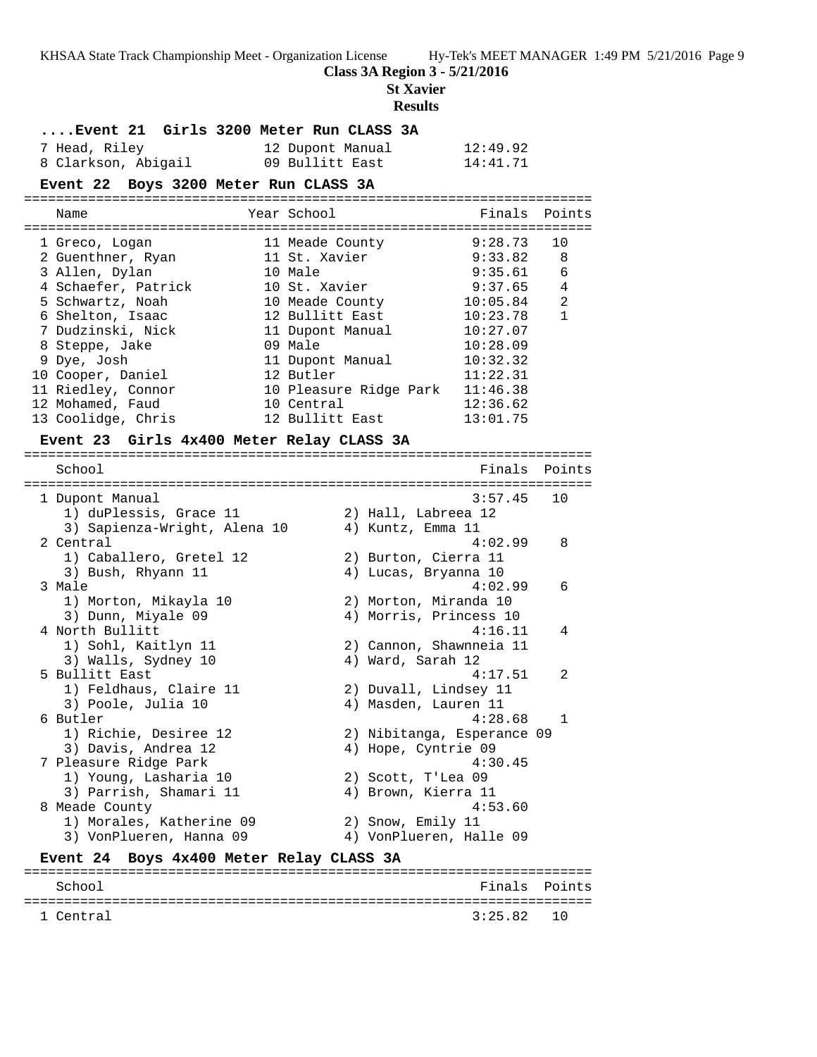**Class 3A Region 3 - 5/21/2016**

**St Xavier**

**Results**

### ....Event 21 Girls 3200 Meter Run CLASS 3A

| Place | Name | Year | School | Finals | Points |
|---|---|---|---|---|---|
| 7 | Head, Riley | 12 | Dupont Manual | 12:49.92 | |
| 8 | Clarkson, Abigail | 09 | Bullitt East | 14:41.71 | |

### Event 22 Boys 3200 Meter Run CLASS 3A

| Place | Name | Year | School | Finals | Points |
|---|---|---|---|---|---|
| 1 | Greco, Logan | 11 | Meade County | 9:28.73 | 10 |
| 2 | Guenthner, Ryan | 11 | St. Xavier | 9:33.82 | 8 |
| 3 | Allen, Dylan | 10 | Male | 9:35.61 | 6 |
| 4 | Schaefer, Patrick | 10 | St. Xavier | 9:37.65 | 4 |
| 5 | Schwartz, Noah | 10 | Meade County | 10:05.84 | 2 |
| 6 | Shelton, Isaac | 12 | Bullitt East | 10:23.78 | 1 |
| 7 | Dudzinski, Nick | 11 | Dupont Manual | 10:27.07 | |
| 8 | Steppe, Jake | 09 | Male | 10:28.09 | |
| 9 | Dye, Josh | 11 | Dupont Manual | 10:32.32 | |
| 10 | Cooper, Daniel | 12 | Butler | 11:22.31 | |
| 11 | Riedley, Connor | 10 | Pleasure Ridge Park | 11:46.38 | |
| 12 | Mohamed, Faud | 10 | Central | 12:36.62 | |
| 13 | Coolidge, Chris | 12 | Bullitt East | 13:01.75 | |

### Event 23 Girls 4x400 Meter Relay CLASS 3A

| Place | School | Finals | Points |
|---|---|---|---|
| 1 | Dupont Manual | 3:57.45 | 10 |
| | 1) duPlessis, Grace 11; 2) Hall, Labreea 12; 3) Sapienza-Wright, Alena 10; 4) Kuntz, Emma 11 | | |
| 2 | Central | 4:02.99 | 8 |
| | 1) Caballero, Gretel 12; 2) Burton, Cierra 11; 3) Bush, Rhyann 11; 4) Lucas, Bryanna 10 | | |
| 3 | Male | 4:02.99 | 6 |
| | 1) Morton, Mikayla 10; 2) Morton, Miranda 10; 3) Dunn, Miyale 09; 4) Morris, Princess 10 | | |
| 4 | North Bullitt | 4:16.11 | 4 |
| | 1) Sohl, Kaitlyn 11; 2) Cannon, Shawnneia 11; 3) Walls, Sydney 10; 4) Ward, Sarah 12 | | |
| 5 | Bullitt East | 4:17.51 | 2 |
| | 1) Feldhaus, Claire 11; 2) Duvall, Lindsey 11; 3) Poole, Julia 10; 4) Masden, Lauren 11 | | |
| 6 | Butler | 4:28.68 | 1 |
| | 1) Richie, Desiree 12; 2) Nibitanga, Esperance 09; 3) Davis, Andrea 12; 4) Hope, Cyntrie 09 | | |
| 7 | Pleasure Ridge Park | 4:30.45 | |
| | 1) Young, Lasharia 10; 2) Scott, T'Lea 09; 3) Parrish, Shamari 11; 4) Brown, Kierra 11 | | |
| 8 | Meade County | 4:53.60 | |
| | 1) Morales, Katherine 09; 2) Snow, Emily 11; 3) VonPlueren, Hanna 09; 4) VonPlueren, Halle 09 | | |

### Event 24 Boys 4x400 Meter Relay CLASS 3A

| Place | School | Finals | Points |
|---|---|---|---|
| 1 | Central | 3:25.82 | 10 |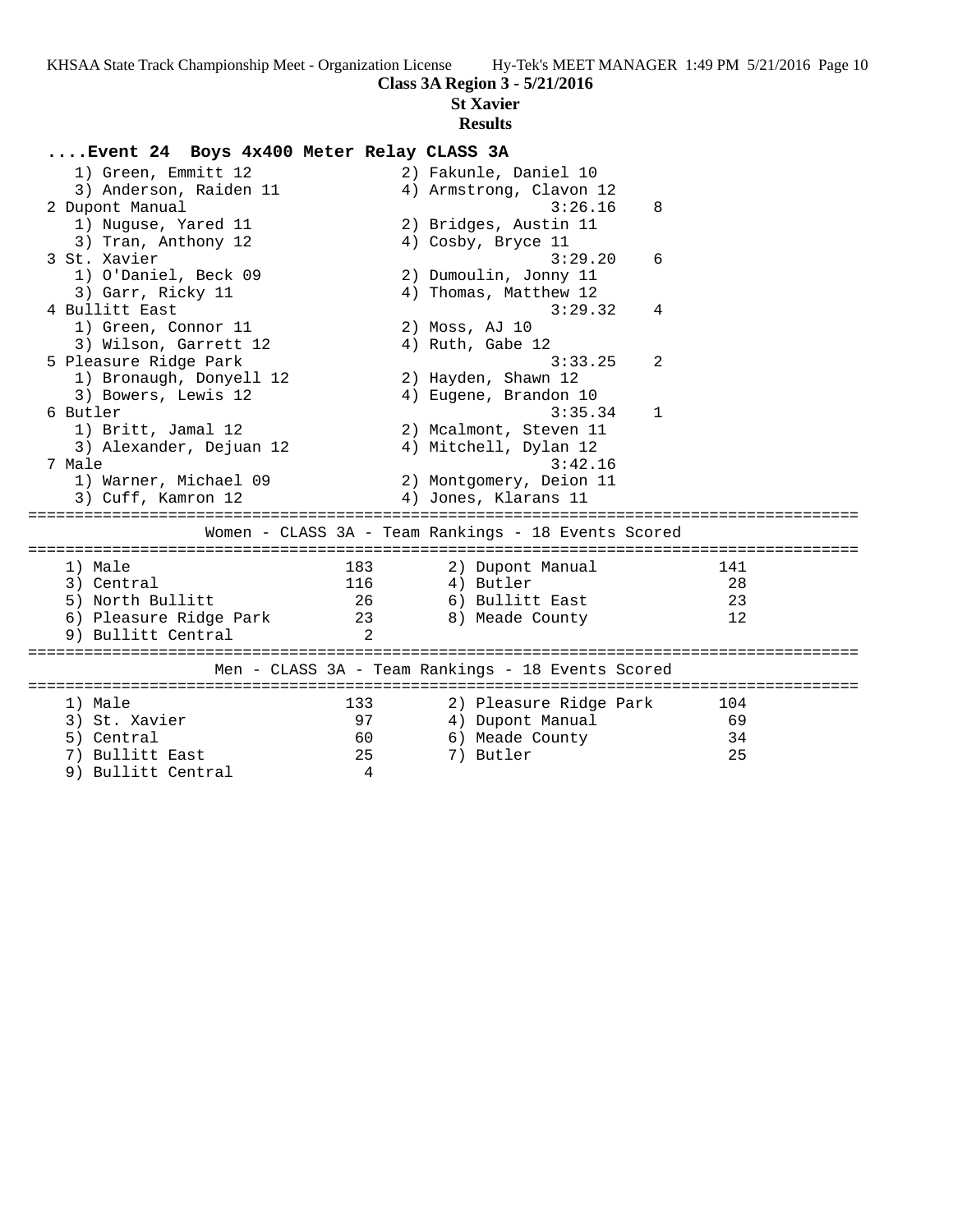**Class 3A Region 3 - 5/21/2016**

**St Xavier**

**Results**

**....Event 24 Boys 4x400 Meter Relay CLASS 3A**

```
   1) Green, Emmitt 12              2) Fakunle, Daniel 10
   3) Anderson, Raiden 11           4) Armstrong, Clavon 12
 2 Dupont Manual                               3:26.16    8
   1) Nuguse, Yared 11              2) Bridges, Austin 11
   3) Tran, Anthony 12              4) Cosby, Bryce 11
 3 St. Xavier                                  3:29.20    6
   1) O'Daniel, Beck 09             2) Dumoulin, Jonny 11
   3) Garr, Ricky 11                4) Thomas, Matthew 12
 4 Bullitt East                                3:29.32    4
   1) Green, Connor 11              2) Moss, AJ 10
   3) Wilson, Garrett 12            4) Ruth, Gabe 12
 5 Pleasure Ridge Park                         3:33.25    2
   1) Bronaugh, Donyell 12          2) Hayden, Shawn 12
   3) Bowers, Lewis 12              4) Eugene, Brandon 10
 6 Butler                                      3:35.34    1
   1) Britt, Jamal 12               2) Mcalmont, Steven 11
   3) Alexander, Dejuan 12          4) Mitchell, Dylan 12
 7 Male                                        3:42.16
   1) Warner, Michael 09            2) Montgomery, Deion 11
   3) Cuff, Kamron 12               4) Jones, Klarans 11
```

**Women - CLASS 3A - Team Rankings - 18 Events Scored**

| | | | |
|---|---|---|---|
| 1) Male | 183 | 2) Dupont Manual | 141 |
| 3) Central | 116 | 4) Butler | 28 |
| 5) North Bullitt | 26 | 6) Bullitt East | 23 |
| 6) Pleasure Ridge Park | 23 | 8) Meade County | 12 |
| 9) Bullitt Central | 2 | | |

**Men - CLASS 3A - Team Rankings - 18 Events Scored**

| | | | |
|---|---|---|---|
| 1) Male | 133 | 2) Pleasure Ridge Park | 104 |
| 3) St. Xavier | 97 | 4) Dupont Manual | 69 |
| 5) Central | 60 | 6) Meade County | 34 |
| 7) Bullitt East | 25 | 7) Butler | 25 |
| 9) Bullitt Central | 4 | | |